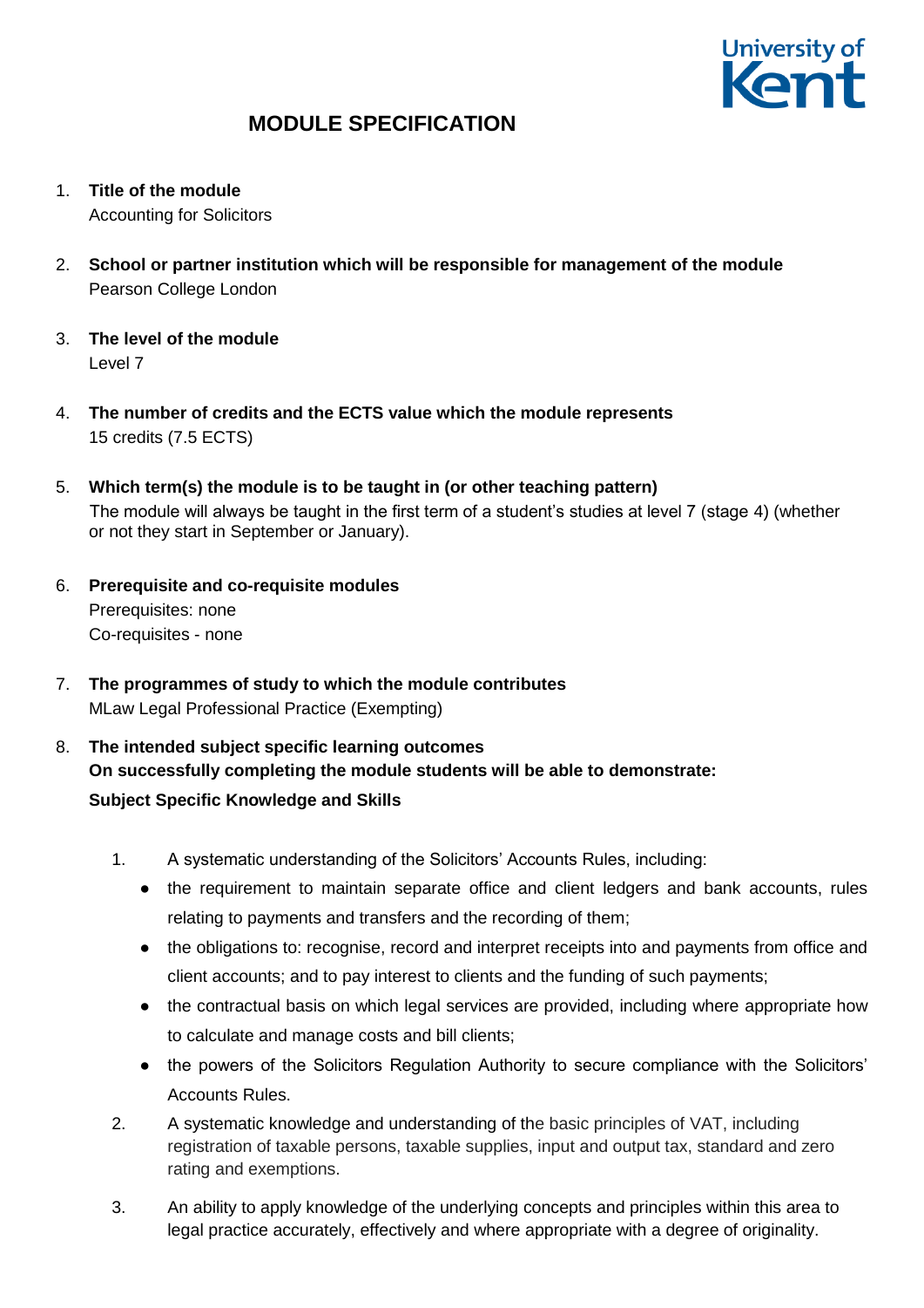University of Kent

# MODULE SPECIFICATION

1. **Title of the module**
   Accounting for Solicitors

2. **School or partner institution which will be responsible for management of the module**
   Pearson College London

3. **The level of the module**
   Level 7

4. **The number of credits and the ECTS value which the module represents**
   15 credits (7.5 ECTS)

5. **Which term(s) the module is to be taught in (or other teaching pattern)**
   The module will always be taught in the first term of a student's studies at level 7 (stage 4) (whether or not they start in September or January).

6. **Prerequisite and co-requisite modules**
   Prerequisites: none
   Co-requisites - none

7. **The programmes of study to which the module contributes**
   MLaw Legal Professional Practice (Exempting)

8. **The intended subject specific learning outcomes**
   **On successfully completing the module students will be able to demonstrate:**
   **Subject Specific Knowledge and Skills**

   1. A systematic understanding of the Solicitors' Accounts Rules, including:
      - the requirement to maintain separate office and client ledgers and bank accounts, rules relating to payments and transfers and the recording of them;
      - the obligations to: recognise, record and interpret receipts into and payments from office and client accounts; and to pay interest to clients and the funding of such payments;
      - the contractual basis on which legal services are provided, including where appropriate how to calculate and manage costs and bill clients;
      - the powers of the Solicitors Regulation Authority to secure compliance with the Solicitors' Accounts Rules.
   2. A systematic knowledge and understanding of the basic principles of VAT, including registration of taxable persons, taxable supplies, input and output tax, standard and zero rating and exemptions.
   3. An ability to apply knowledge of the underlying concepts and principles within this area to legal practice accurately, effectively and where appropriate with a degree of originality.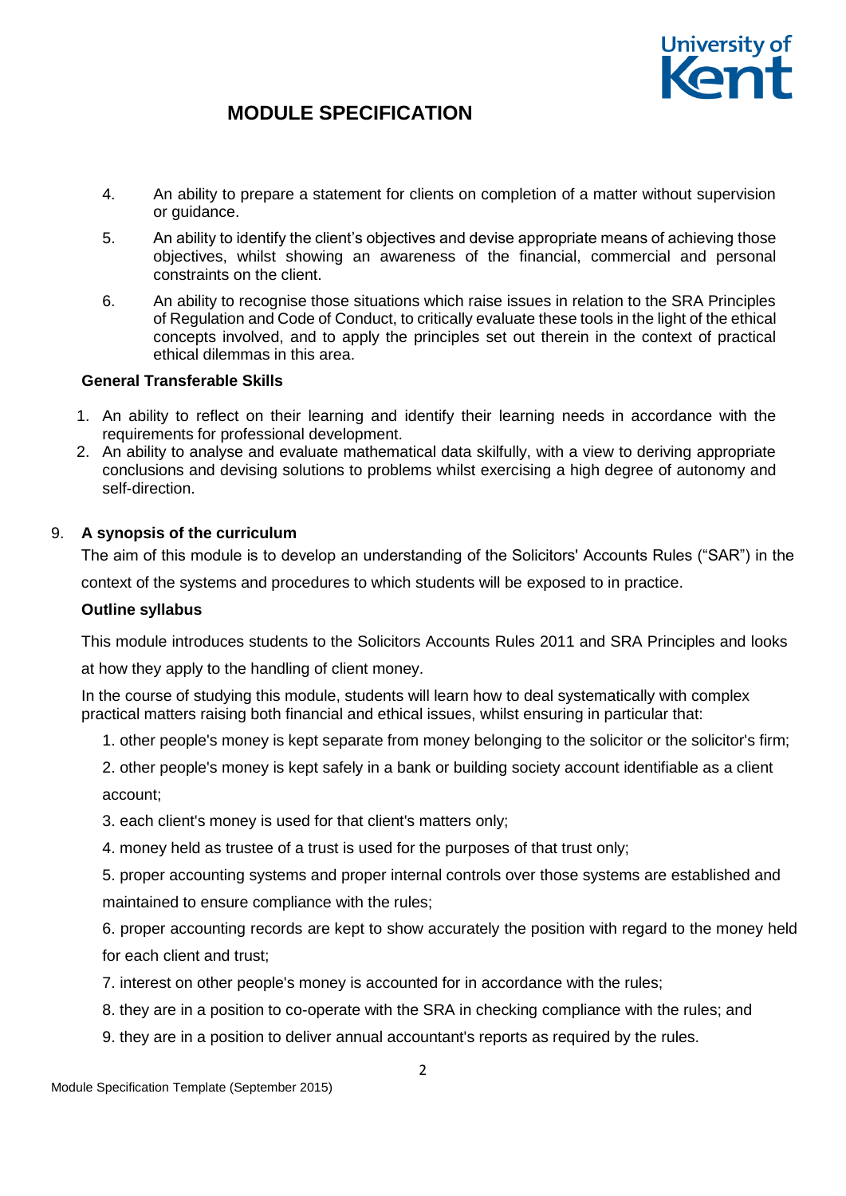4. An ability to prepare a statement for clients on completion of a matter without supervision or guidance.
5. An ability to identify the client's objectives and devise appropriate means of achieving those objectives, whilst showing an awareness of the financial, commercial and personal constraints on the client.
6. An ability to recognise those situations which raise issues in relation to the SRA Principles of Regulation and Code of Conduct, to critically evaluate these tools in the light of the ethical concepts involved, and to apply the principles set out therein in the context of practical ethical dilemmas in this area.

**General Transferable Skills**

1. An ability to reflect on their learning and identify their learning needs in accordance with the requirements for professional development.
2. An ability to analyse and evaluate mathematical data skilfully, with a view to deriving appropriate conclusions and devising solutions to problems whilst exercising a high degree of autonomy and self-direction.

9. **A synopsis of the curriculum**

The aim of this module is to develop an understanding of the Solicitors' Accounts Rules ("SAR") in the context of the systems and procedures to which students will be exposed to in practice.

**Outline syllabus**

This module introduces students to the Solicitors Accounts Rules 2011 and SRA Principles and looks at how they apply to the handling of client money.

In the course of studying this module, students will learn how to deal systematically with complex practical matters raising both financial and ethical issues, whilst ensuring in particular that:

1. other people's money is kept separate from money belonging to the solicitor or the solicitor's firm;
2. other people's money is kept safely in a bank or building society account identifiable as a client account;
3. each client's money is used for that client's matters only;
4. money held as trustee of a trust is used for the purposes of that trust only;
5. proper accounting systems and proper internal controls over those systems are established and maintained to ensure compliance with the rules;
6. proper accounting records are kept to show accurately the position with regard to the money held for each client and trust;
7. interest on other people's money is accounted for in accordance with the rules;
8. they are in a position to co-operate with the SRA in checking compliance with the rules; and
9. they are in a position to deliver annual accountant's reports as required by the rules.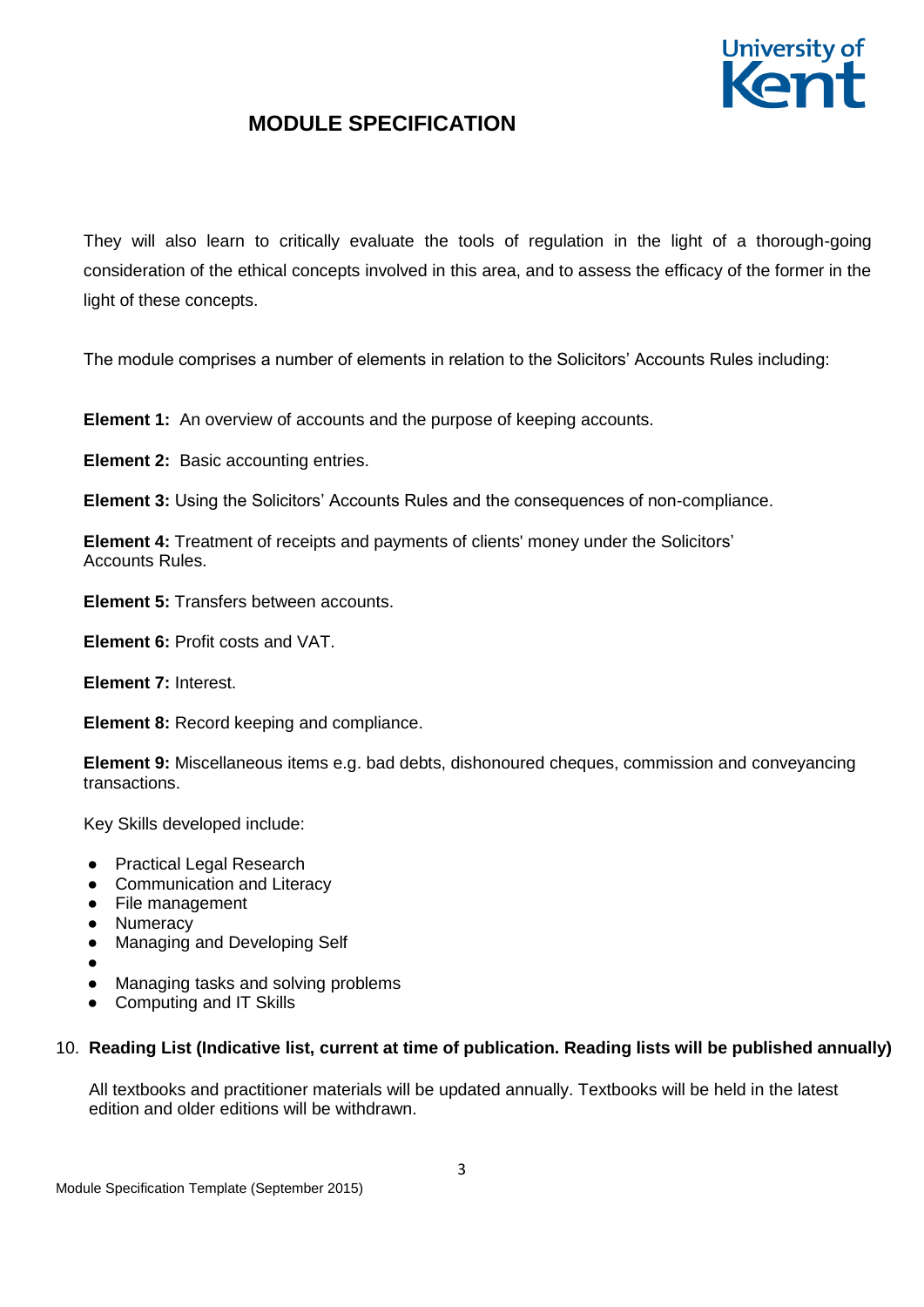They will also learn to critically evaluate the tools of regulation in the light of a thorough-going consideration of the ethical concepts involved in this area, and to assess the efficacy of the former in the light of these concepts.

The module comprises a number of elements in relation to the Solicitors' Accounts Rules including:

**Element 1:** An overview of accounts and the purpose of keeping accounts.

**Element 2:** Basic accounting entries.

**Element 3:** Using the Solicitors' Accounts Rules and the consequences of non-compliance.

**Element 4:** Treatment of receipts and payments of clients' money under the Solicitors' Accounts Rules.

**Element 5:** Transfers between accounts.

**Element 6:** Profit costs and VAT.

**Element 7:** Interest.

**Element 8:** Record keeping and compliance.

**Element 9:** Miscellaneous items e.g. bad debts, dishonoured cheques, commission and conveyancing transactions.

Key Skills developed include:

- Practical Legal Research
- Communication and Literacy
- File management
- Numeracy
- Managing and Developing Self
- 
- Managing tasks and solving problems
- Computing and IT Skills

10. **Reading List (Indicative list, current at time of publication. Reading lists will be published annually)**

All textbooks and practitioner materials will be updated annually. Textbooks will be held in the latest edition and older editions will be withdrawn.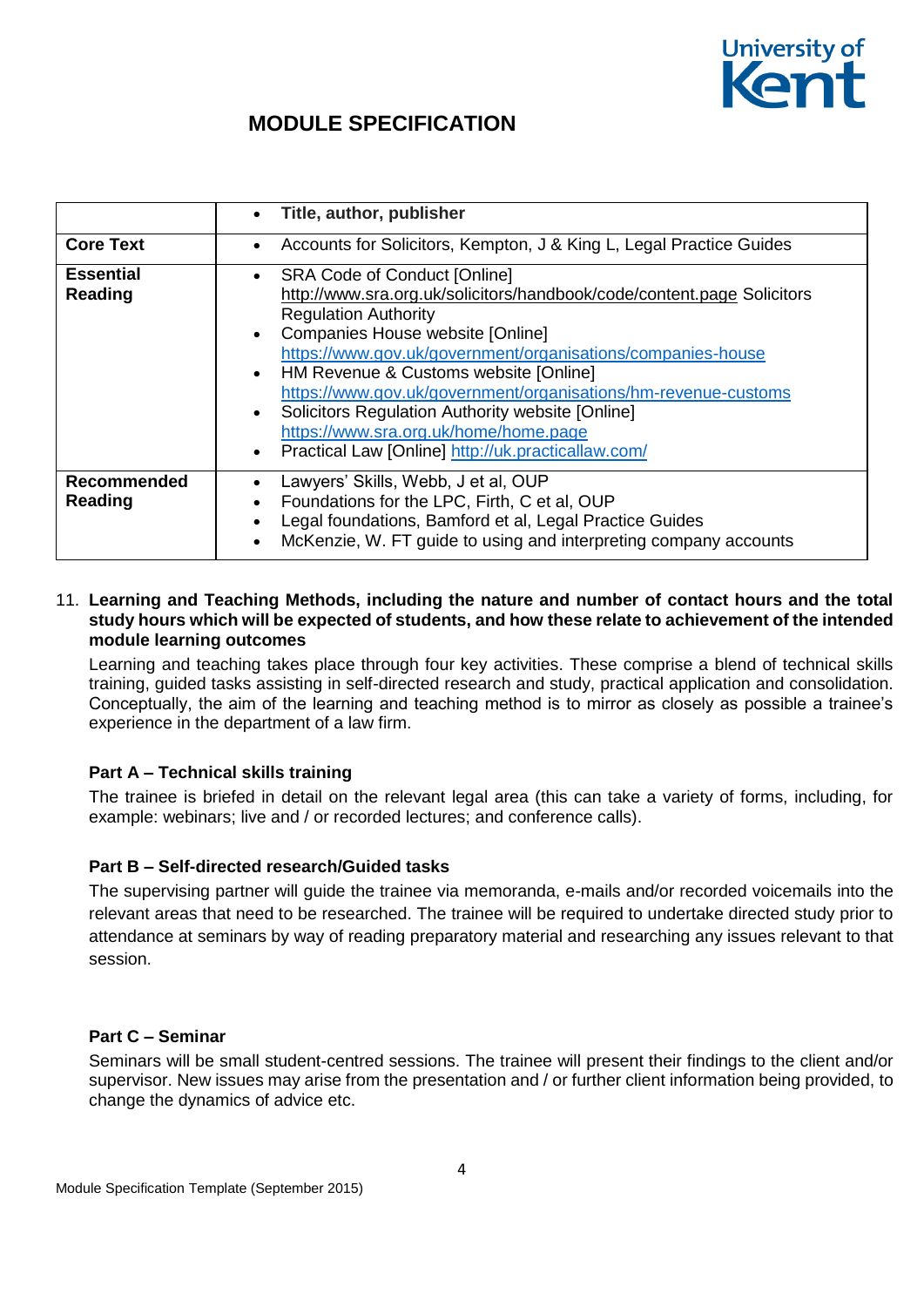# MODULE SPECIFICATION

| | • Title, author, publisher |
|---|---|
| **Core Text** | • Accounts for Solicitors, Kempton, J & King L, Legal Practice Guides |
| **Essential Reading** | • SRA Code of Conduct [Online] http://www.sra.org.uk/solicitors/handbook/code/content.page Solicitors Regulation Authority<br>• Companies House website [Online] https://www.gov.uk/government/organisations/companies-house<br>• HM Revenue & Customs website [Online] https://www.gov.uk/government/organisations/hm-revenue-customs<br>• Solicitors Regulation Authority website [Online] https://www.sra.org.uk/home/home.page<br>• Practical Law [Online] http://uk.practicallaw.com/ |
| **Recommended Reading** | • Lawyers' Skills, Webb, J et al, OUP<br>• Foundations for the LPC, Firth, C et al, OUP<br>• Legal foundations, Bamford et al, Legal Practice Guides<br>• McKenzie, W. FT guide to using and interpreting company accounts |

11. **Learning and Teaching Methods, including the nature and number of contact hours and the total study hours which will be expected of students, and how these relate to achievement of the intended module learning outcomes**

Learning and teaching takes place through four key activities. These comprise a blend of technical skills training, guided tasks assisting in self-directed research and study, practical application and consolidation. Conceptually, the aim of the learning and teaching method is to mirror as closely as possible a trainee's experience in the department of a law firm.

**Part A – Technical skills training**

The trainee is briefed in detail on the relevant legal area (this can take a variety of forms, including, for example: webinars; live and / or recorded lectures; and conference calls).

**Part B – Self-directed research/Guided tasks**

The supervising partner will guide the trainee via memoranda, e-mails and/or recorded voicemails into the relevant areas that need to be researched. The trainee will be required to undertake directed study prior to attendance at seminars by way of reading preparatory material and researching any issues relevant to that session.

**Part C – Seminar**

Seminars will be small student-centred sessions. The trainee will present their findings to the client and/or supervisor. New issues may arise from the presentation and / or further client information being provided, to change the dynamics of advice etc.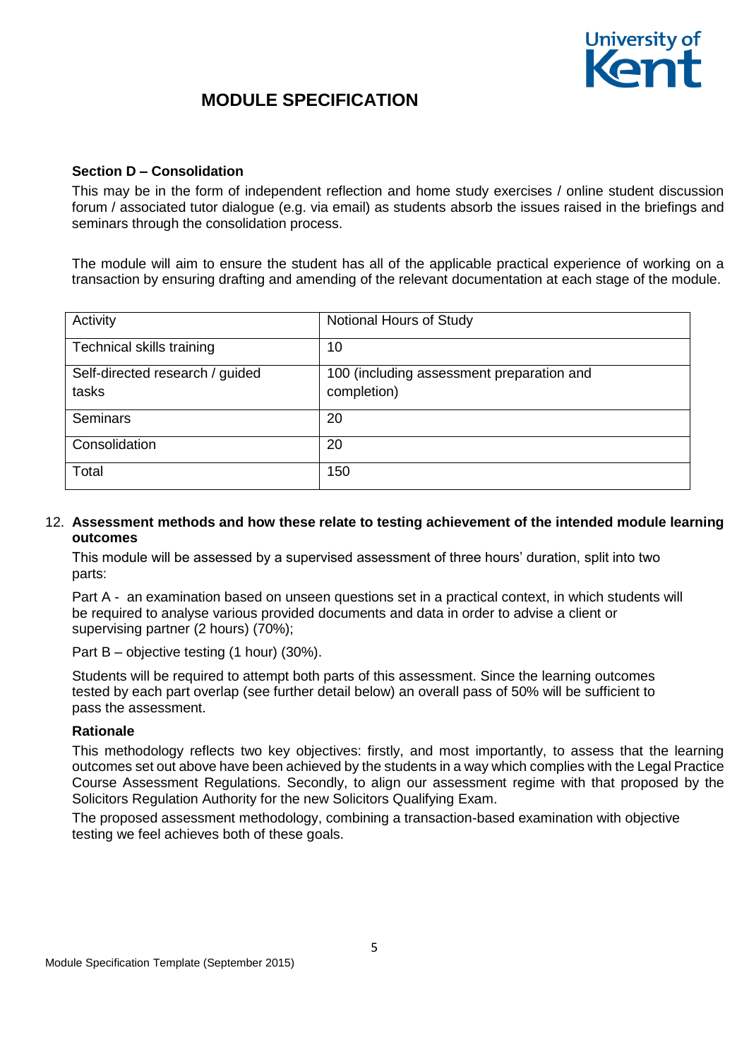**Section D – Consolidation**

This may be in the form of independent reflection and home study exercises / online student discussion forum / associated tutor dialogue (e.g. via email) as students absorb the issues raised in the briefings and seminars through the consolidation process.

The module will aim to ensure the student has all of the applicable practical experience of working on a transaction by ensuring drafting and amending of the relevant documentation at each stage of the module.

| Activity | Notional Hours of Study |
|---|---|
| Technical skills training | 10 |
| Self-directed research / guided tasks | 100 (including assessment preparation and completion) |
| Seminars | 20 |
| Consolidation | 20 |
| Total | 150 |

12. **Assessment methods and how these relate to testing achievement of the intended module learning outcomes**

This module will be assessed by a supervised assessment of three hours' duration, split into two parts:

Part A - an examination based on unseen questions set in a practical context, in which students will be required to analyse various provided documents and data in order to advise a client or supervising partner (2 hours) (70%);

Part B – objective testing (1 hour) (30%).

Students will be required to attempt both parts of this assessment. Since the learning outcomes tested by each part overlap (see further detail below) an overall pass of 50% will be sufficient to pass the assessment.

**Rationale**

This methodology reflects two key objectives: firstly, and most importantly, to assess that the learning outcomes set out above have been achieved by the students in a way which complies with the Legal Practice Course Assessment Regulations. Secondly, to align our assessment regime with that proposed by the Solicitors Regulation Authority for the new Solicitors Qualifying Exam.

The proposed assessment methodology, combining a transaction-based examination with objective testing we feel achieves both of these goals.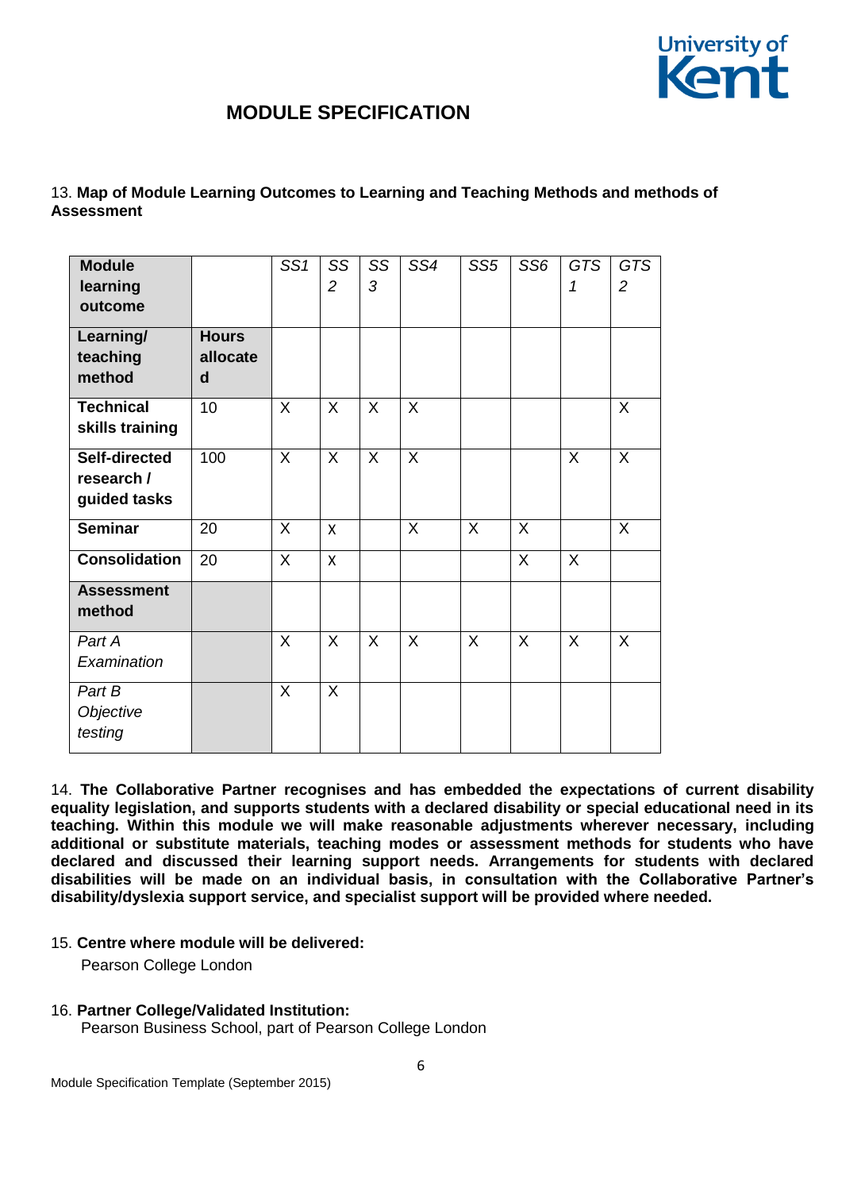# MODULE SPECIFICATION

13. **Map of Module Learning Outcomes to Learning and Teaching Methods and methods of Assessment**

| **Module learning outcome** | | *SS1* | *SS2* | *SS3* | *SS4* | *SS5* | *SS6* | *GTS1* | *GTS2* |
|---|---|---|---|---|---|---|---|---|---|
| **Learning/ teaching method** | **Hours allocated** | | | | | | | | |
| **Technical skills training** | 10 | X | X | X | X | | | | X |
| **Self-directed research / guided tasks** | 100 | X | X | X | X | | | X | X |
| **Seminar** | 20 | X | x | | X | X | X | | X |
| **Consolidation** | 20 | X | x | | | | X | X | |
| **Assessment method** | | | | | | | | | |
| *Part A Examination* | | X | X | X | X | X | X | X | X |
| *Part B Objective testing* | | X | X | | | | | | |

14. **The Collaborative Partner recognises and has embedded the expectations of current disability equality legislation, and supports students with a declared disability or special educational need in its teaching. Within this module we will make reasonable adjustments wherever necessary, including additional or substitute materials, teaching modes or assessment methods for students who have declared and discussed their learning support needs. Arrangements for students with declared disabilities will be made on an individual basis, in consultation with the Collaborative Partner's disability/dyslexia support service, and specialist support will be provided where needed.**

15. **Centre where module will be delivered:**

Pearson College London

16. **Partner College/Validated Institution:**

Pearson Business School, part of Pearson College London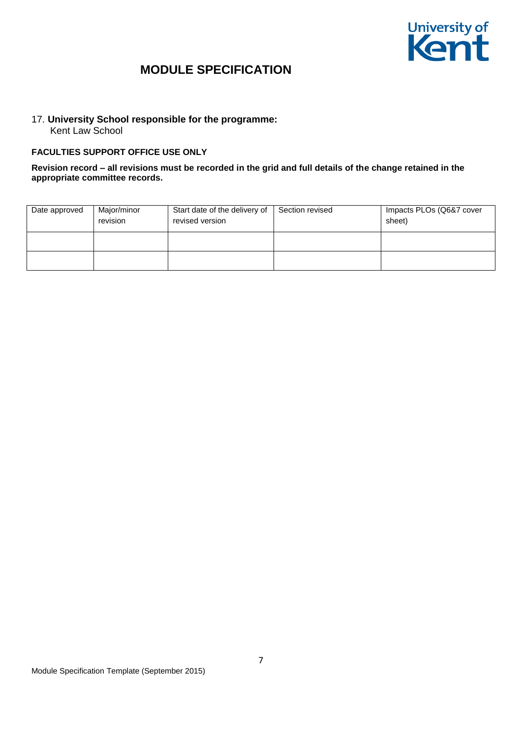# MODULE SPECIFICATION

17. **University School responsible for the programme:**
    Kent Law School

**FACULTIES SUPPORT OFFICE USE ONLY**

**Revision record – all revisions must be recorded in the grid and full details of the change retained in the appropriate committee records.**

| Date approved | Major/minor revision | Start date of the delivery of revised version | Section revised | Impacts PLOs (Q6&7 cover sheet) |
|---|---|---|---|---|
| | | | | |
| | | | | |

Module Specification Template (September 2015)